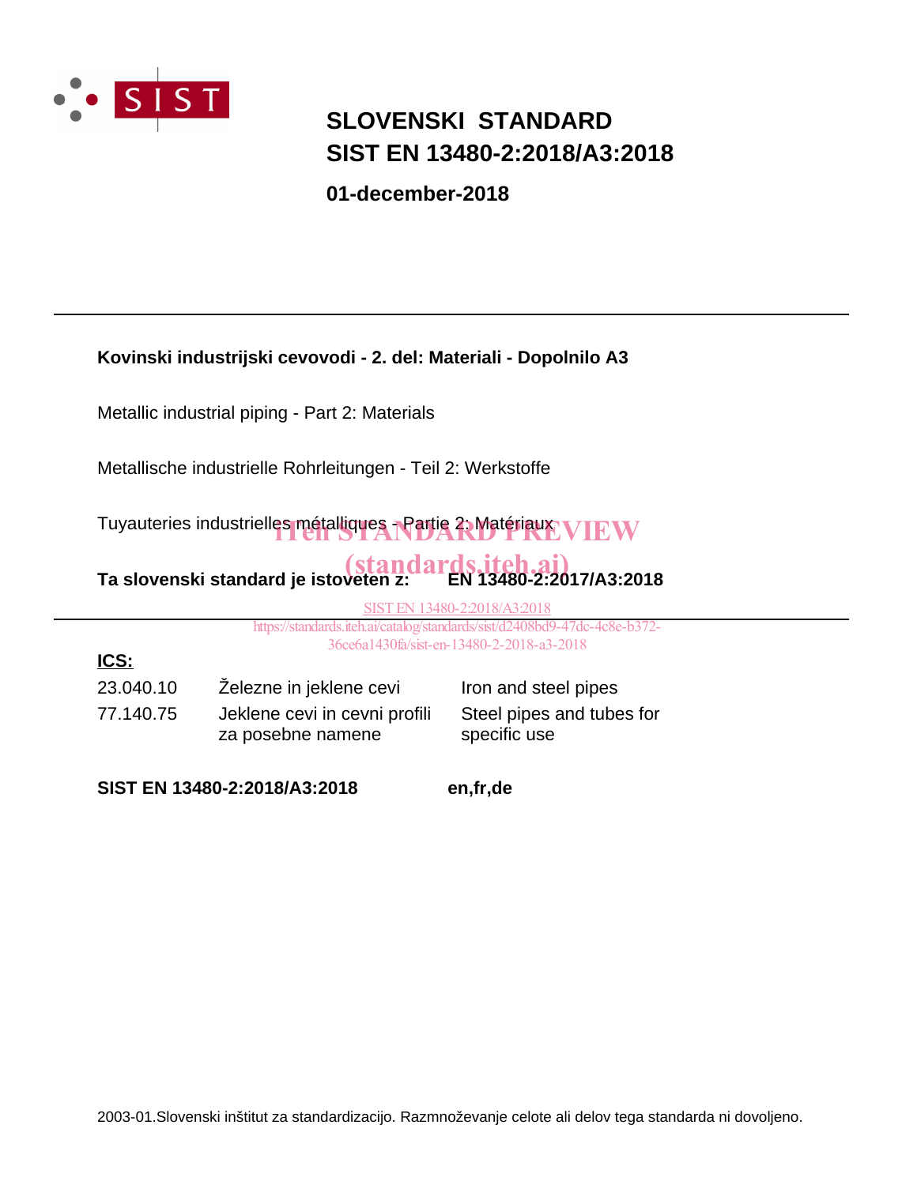# SLOVENSKI STANDARD
# SIST EN 13480-2:2018/A3:2018

**01-december-2018**

---

**Kovinski industrijski cevovodi - 2. del: Materiali - Dopolnilo A3**

Metallic industrial piping - Part 2: Materials

Metallische industrielle Rohrleitungen - Teil 2: Werkstoffe

Tuyauteries industrielles métalliques - Partie 2: Matériaux

**Ta slovenski standard je istoveten z:** **EN 13480-2:2017/A3:2018**

---

**ICS:**

| | | |
|---|---|---|
| 23.040.10 | Železne in jeklene cevi | Iron and steel pipes |
| 77.140.75 | Jeklene cevi in cevni profili za posebne namene | Steel pipes and tubes for specific use |

**SIST EN 13480-2:2018/A3:2018** **en,fr,de**

2003-01.Slovenski inštitut za standardizacijo. Razmnoževanje celote ali delov tega standarda ni dovoljeno.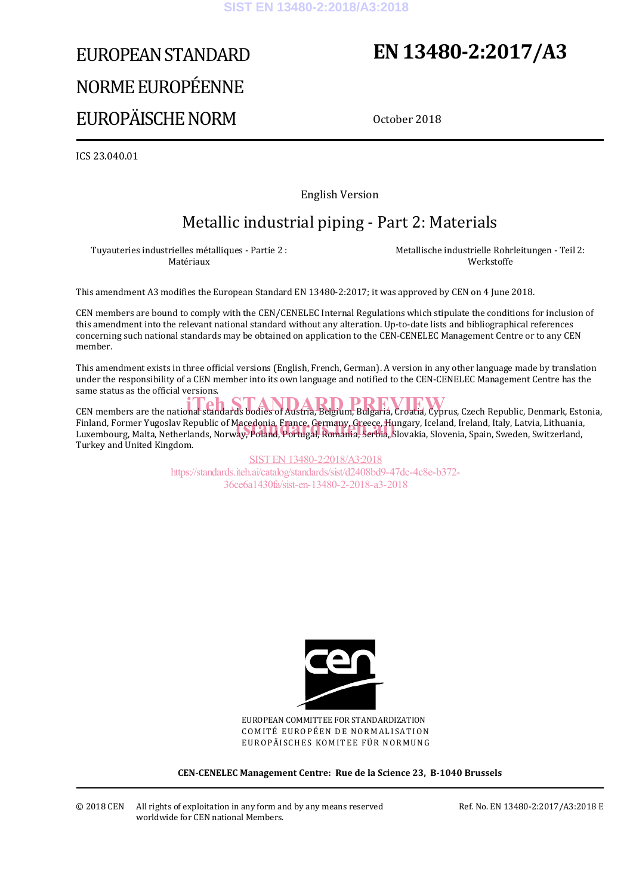# EUROPEAN STANDARD
# NORME EUROPÉENNE
# EUROPÄISCHE NORM

# EN 13480-2:2017/A3

October 2018

ICS 23.040.01

English Version

## Metallic industrial piping - Part 2: Materials

Tuyauteries industrielles métalliques - Partie 2 : Matériaux

Metallische industrielle Rohrleitungen - Teil 2: Werkstoffe

This amendment A3 modifies the European Standard EN 13480-2:2017; it was approved by CEN on 4 June 2018.

CEN members are bound to comply with the CEN/CENELEC Internal Regulations which stipulate the conditions for inclusion of this amendment into the relevant national standard without any alteration. Up-to-date lists and bibliographical references concerning such national standards may be obtained on application to the CEN-CENELEC Management Centre or to any CEN member.

This amendment exists in three official versions (English, French, German). A version in any other language made by translation under the responsibility of a CEN member into its own language and notified to the CEN-CENELEC Management Centre has the same status as the official versions.

CEN members are the national standards bodies of Austria, Belgium, Bulgaria, Croatia, Cyprus, Czech Republic, Denmark, Estonia, Finland, Former Yugoslav Republic of Macedonia, France, Germany, Greece, Hungary, Iceland, Ireland, Italy, Latvia, Lithuania, Luxembourg, Malta, Netherlands, Norway, Poland, Portugal, Romania, Serbia, Slovakia, Slovenia, Spain, Sweden, Switzerland, Turkey and United Kingdom.

EUROPEAN COMMITTEE FOR STANDARDIZATION
COMITÉ EUROPÉEN DE NORMALISATION
EUROPÄISCHES KOMITEE FÜR NORMUNG

**CEN-CENELEC Management Centre: Rue de la Science 23, B-1040 Brussels**

© 2018 CEN All rights of exploitation in any form and by any means reserved worldwide for CEN national Members.

Ref. No. EN 13480-2:2017/A3:2018 E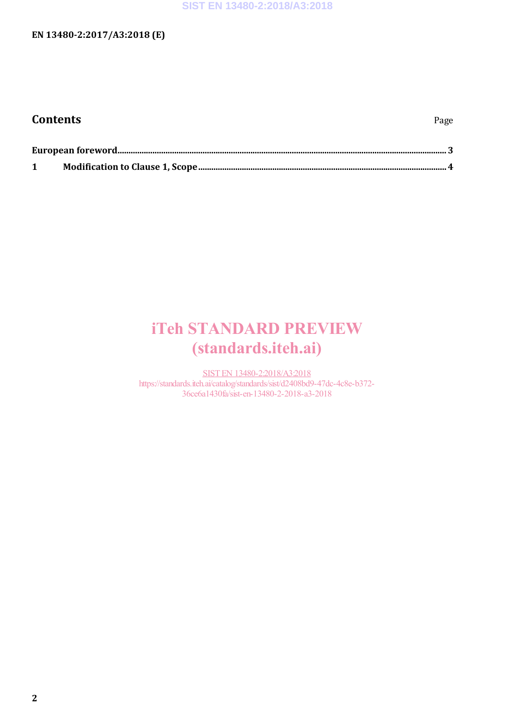## Contents

Page

**European foreword** ........................................................................................................................................... **3**

**1 Modification to Clause 1, Scope** ......................................................................................................... **4**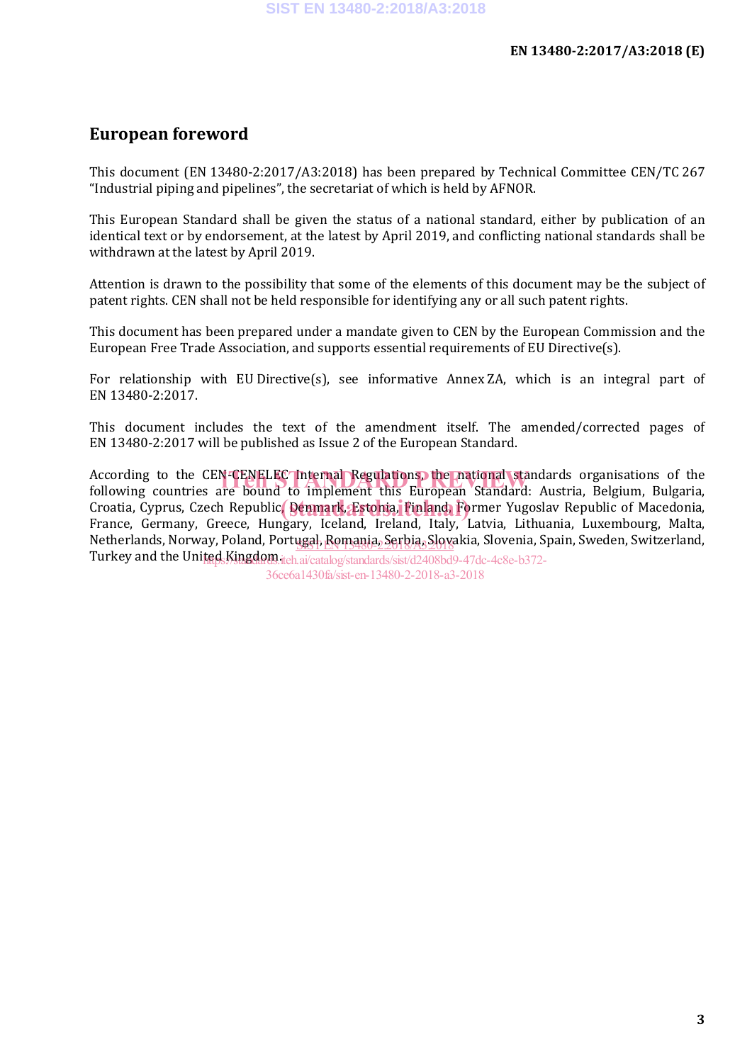# European foreword

This document (EN 13480-2:2017/A3:2018) has been prepared by Technical Committee CEN/TC 267 “Industrial piping and pipelines”, the secretariat of which is held by AFNOR.

This European Standard shall be given the status of a national standard, either by publication of an identical text or by endorsement, at the latest by April 2019, and conflicting national standards shall be withdrawn at the latest by April 2019.

Attention is drawn to the possibility that some of the elements of this document may be the subject of patent rights. CEN shall not be held responsible for identifying any or all such patent rights.

This document has been prepared under a mandate given to CEN by the European Commission and the European Free Trade Association, and supports essential requirements of EU Directive(s).

For relationship with EU Directive(s), see informative Annex ZA, which is an integral part of EN 13480-2:2017.

This document includes the text of the amendment itself. The amended/corrected pages of EN 13480-2:2017 will be published as Issue 2 of the European Standard.

According to the CEN-CENELEC Internal Regulations, the national standards organisations of the following countries are bound to implement this European Standard: Austria, Belgium, Bulgaria, Croatia, Cyprus, Czech Republic, Denmark, Estonia, Finland, Former Yugoslav Republic of Macedonia, France, Germany, Greece, Hungary, Iceland, Ireland, Italy, Latvia, Lithuania, Luxembourg, Malta, Netherlands, Norway, Poland, Portugal, Romania, Serbia, Slovakia, Slovenia, Spain, Sweden, Switzerland, Turkey and the United Kingdom.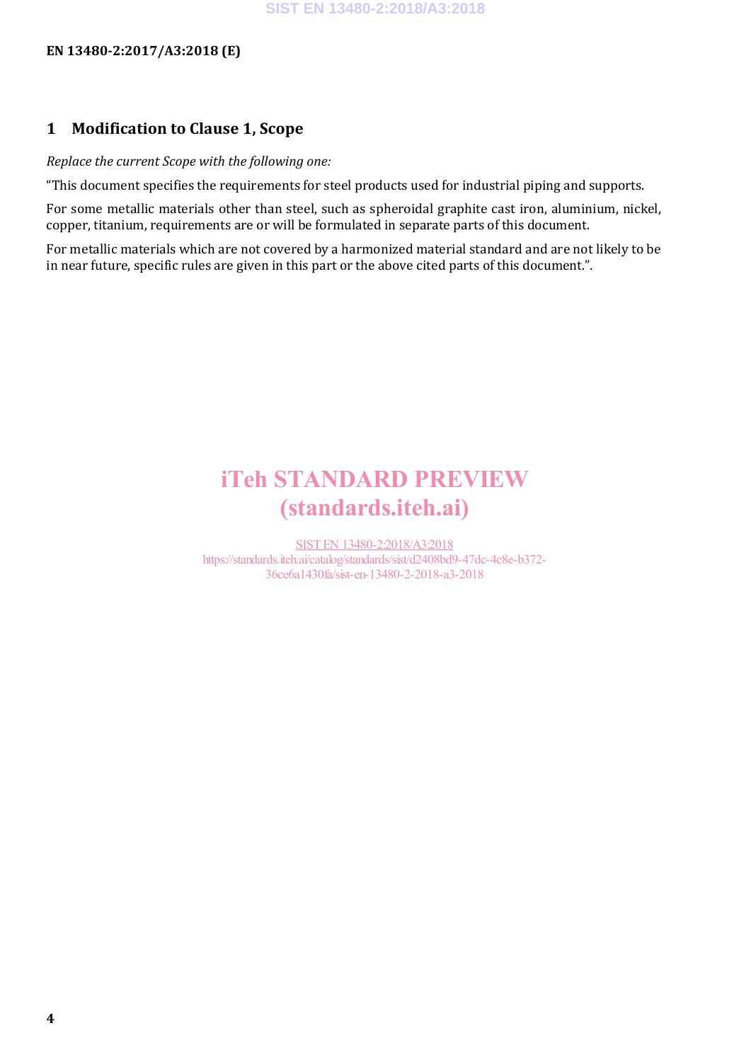## 1 Modification to Clause 1, Scope

*Replace the current Scope with the following one:*

"This document specifies the requirements for steel products used for industrial piping and supports.

For some metallic materials other than steel, such as spheroidal graphite cast iron, aluminium, nickel, copper, titanium, requirements are or will be formulated in separate parts of this document.

For metallic materials which are not covered by a harmonized material standard and are not likely to be in near future, specific rules are given in this part or the above cited parts of this document.".